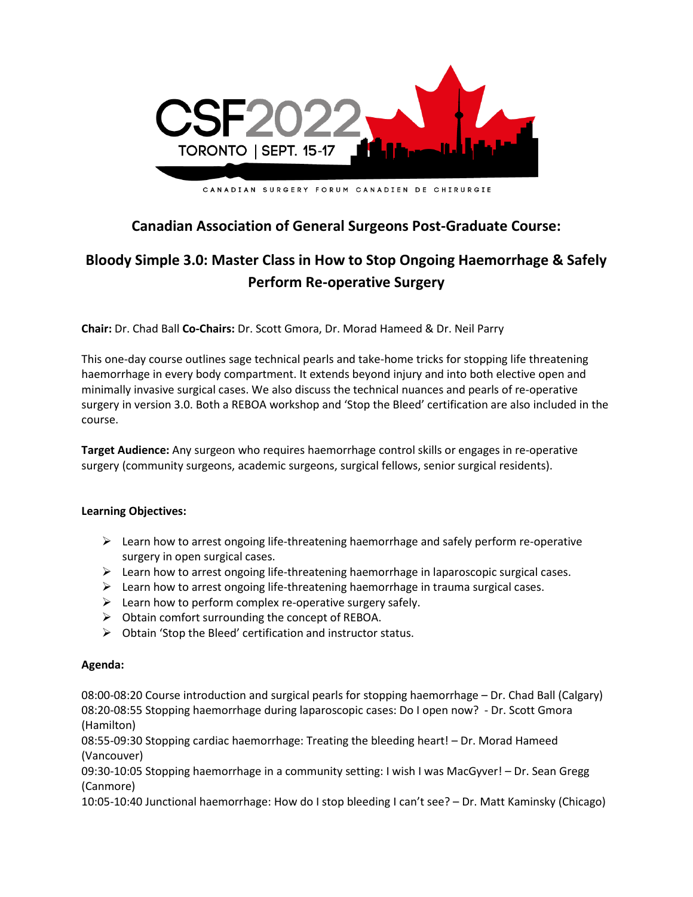CSF2022

TORONTO | SEPT. 15-17

CANADIAN SURGERY FORUM CANADIEN DE CHIRURGIE

## Canadian Association of General Surgeons Post-Graduate Course:

## Bloody Simple 3.0: Master Class in How to Stop Ongoing Haemorrhage & Safely Perform Re-operative Surgery

**Chair:** Dr. Chad Ball **Co-Chairs:** Dr. Scott Gmora, Dr. Morad Hameed & Dr. Neil Parry

This one-day course outlines sage technical pearls and take-home tricks for stopping life threatening haemorrhage in every body compartment. It extends beyond injury and into both elective open and minimally invasive surgical cases. We also discuss the technical nuances and pearls of re-operative surgery in version 3.0. Both a REBOA workshop and 'Stop the Bleed' certification are also included in the course.

**Target Audience:** Any surgeon who requires haemorrhage control skills or engages in re-operative surgery (community surgeons, academic surgeons, surgical fellows, senior surgical residents).

**Learning Objectives:**

- Learn how to arrest ongoing life-threatening haemorrhage and safely perform re-operative surgery in open surgical cases.
- Learn how to arrest ongoing life-threatening haemorrhage in laparoscopic surgical cases.
- Learn how to arrest ongoing life-threatening haemorrhage in trauma surgical cases.
- Learn how to perform complex re-operative surgery safely.
- Obtain comfort surrounding the concept of REBOA.
- Obtain 'Stop the Bleed' certification and instructor status.

**Agenda:**

08:00-08:20 Course introduction and surgical pearls for stopping haemorrhage – Dr. Chad Ball (Calgary)
08:20-08:55 Stopping haemorrhage during laparoscopic cases: Do I open now? - Dr. Scott Gmora (Hamilton)
08:55-09:30 Stopping cardiac haemorrhage: Treating the bleeding heart! – Dr. Morad Hameed (Vancouver)
09:30-10:05 Stopping haemorrhage in a community setting: I wish I was MacGyver! – Dr. Sean Gregg (Canmore)
10:05-10:40 Junctional haemorrhage: How do I stop bleeding I can't see? – Dr. Matt Kaminsky (Chicago)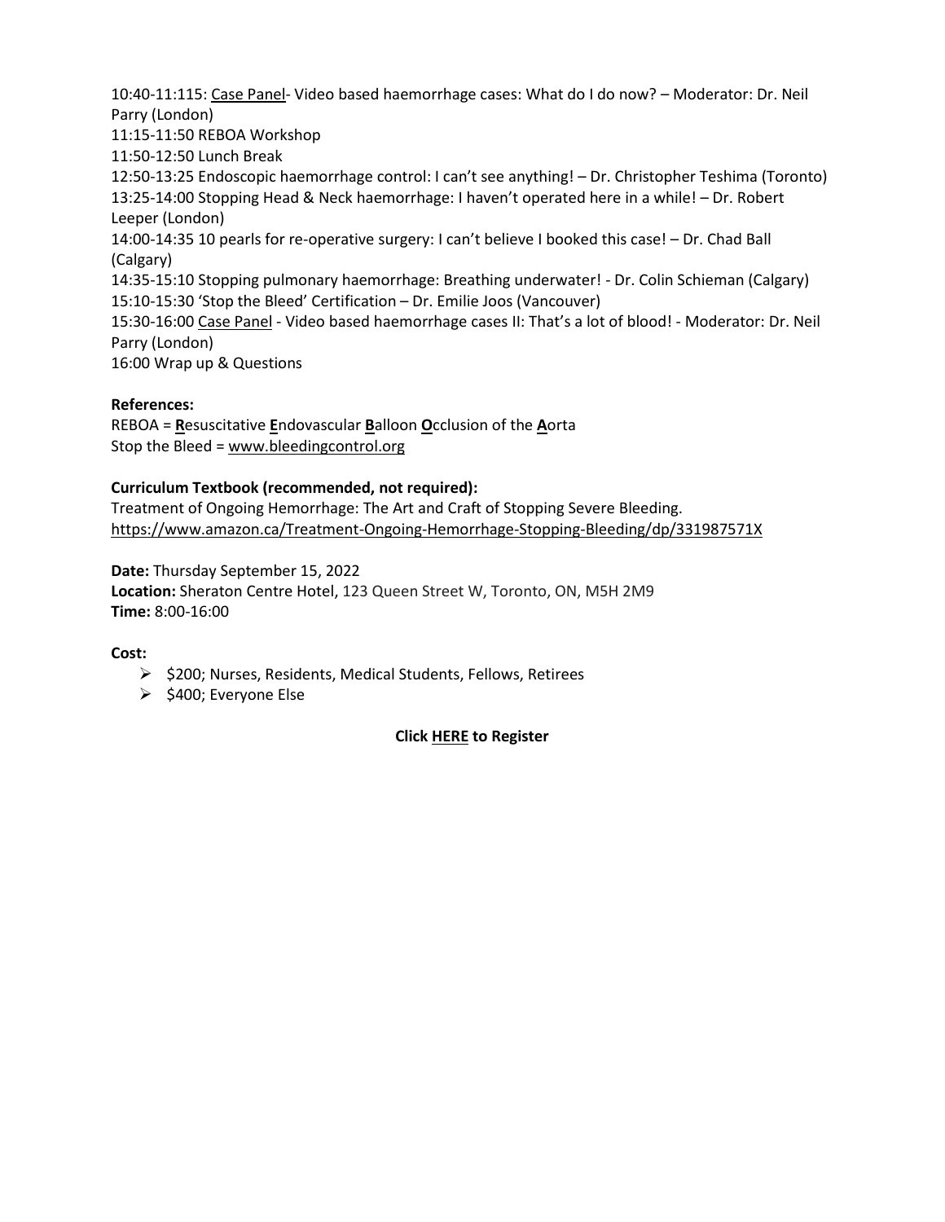10:40-11:115: Case Panel- Video based haemorrhage cases: What do I do now? – Moderator: Dr. Neil Parry (London)
11:15-11:50 REBOA Workshop
11:50-12:50 Lunch Break
12:50-13:25 Endoscopic haemorrhage control: I can't see anything! – Dr. Christopher Teshima (Toronto)
13:25-14:00 Stopping Head & Neck haemorrhage: I haven't operated here in a while! – Dr. Robert Leeper (London)
14:00-14:35 10 pearls for re-operative surgery: I can't believe I booked this case! – Dr. Chad Ball (Calgary)
14:35-15:10 Stopping pulmonary haemorrhage: Breathing underwater! - Dr. Colin Schieman (Calgary)
15:10-15:30 'Stop the Bleed' Certification – Dr. Emilie Joos (Vancouver)
15:30-16:00 Case Panel - Video based haemorrhage cases II: That's a lot of blood! - Moderator: Dr. Neil Parry (London)
16:00 Wrap up & Questions

**References:**
REBOA = **R**esuscitative **E**ndovascular **B**alloon **O**cclusion of the **A**orta
Stop the Bleed = www.bleedingcontrol.org

**Curriculum Textbook (recommended, not required):**
Treatment of Ongoing Hemorrhage: The Art and Craft of Stopping Severe Bleeding.
https://www.amazon.ca/Treatment-Ongoing-Hemorrhage-Stopping-Bleeding/dp/331987571X

**Date:** Thursday September 15, 2022
**Location:** Sheraton Centre Hotel, 123 Queen Street W, Toronto, ON, M5H 2M9
**Time:** 8:00-16:00

**Cost:**

- $200; Nurses, Residents, Medical Students, Fellows, Retirees
- $400; Everyone Else

**Click HERE to Register**